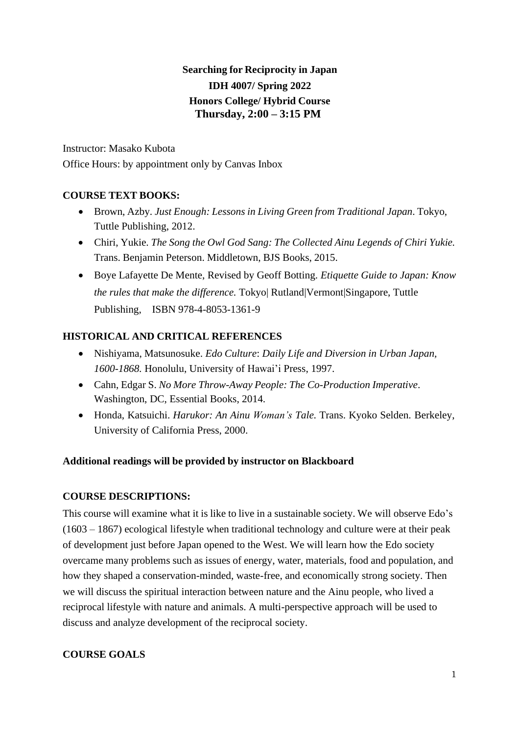**Searching for Reciprocity in Japan**

**IDH 4007/ Spring 2022**

**Honors College/ Hybrid Course**

**Thursday, 2:00 – 3:15 PM**

Instructor: Masako Kubota

Office Hours: by appointment only by Canvas Inbox

**COURSE TEXT BOOKS:**

- Brown, Azby. *Just Enough: Lessons in Living Green from Traditional Japan*. Tokyo, Tuttle Publishing, 2012.
- Chiri, Yukie. *The Song the Owl God Sang: The Collected Ainu Legends of Chiri Yukie.* Trans. Benjamin Peterson. Middletown, BJS Books, 2015.
- Boye Lafayette De Mente, Revised by Geoff Botting. *Etiquette Guide to Japan: Know the rules that make the difference.* Tokyo| Rutland|Vermont|Singapore, Tuttle Publishing, ISBN 978-4-8053-1361-9

**HISTORICAL AND CRITICAL REFERENCES**

- Nishiyama, Matsunosuke. *Edo Culture*: *Daily Life and Diversion in Urban Japan, 1600-1868.* Honolulu, University of Hawai'i Press, 1997.
- Cahn, Edgar S. *No More Throw-Away People: The Co-Production Imperative*. Washington, DC, Essential Books, 2014.
- Honda, Katsuichi. *Harukor: An Ainu Woman's Tale.* Trans. Kyoko Selden. Berkeley, University of California Press, 2000.

**Additional readings will be provided by instructor on Blackboard**

**COURSE DESCRIPTIONS:**

This course will examine what it is like to live in a sustainable society. We will observe Edo's (1603 – 1867) ecological lifestyle when traditional technology and culture were at their peak of development just before Japan opened to the West. We will learn how the Edo society overcame many problems such as issues of energy, water, materials, food and population, and how they shaped a conservation-minded, waste-free, and economically strong society. Then we will discuss the spiritual interaction between nature and the Ainu people, who lived a reciprocal lifestyle with nature and animals. A multi-perspective approach will be used to discuss and analyze development of the reciprocal society.

**COURSE GOALS**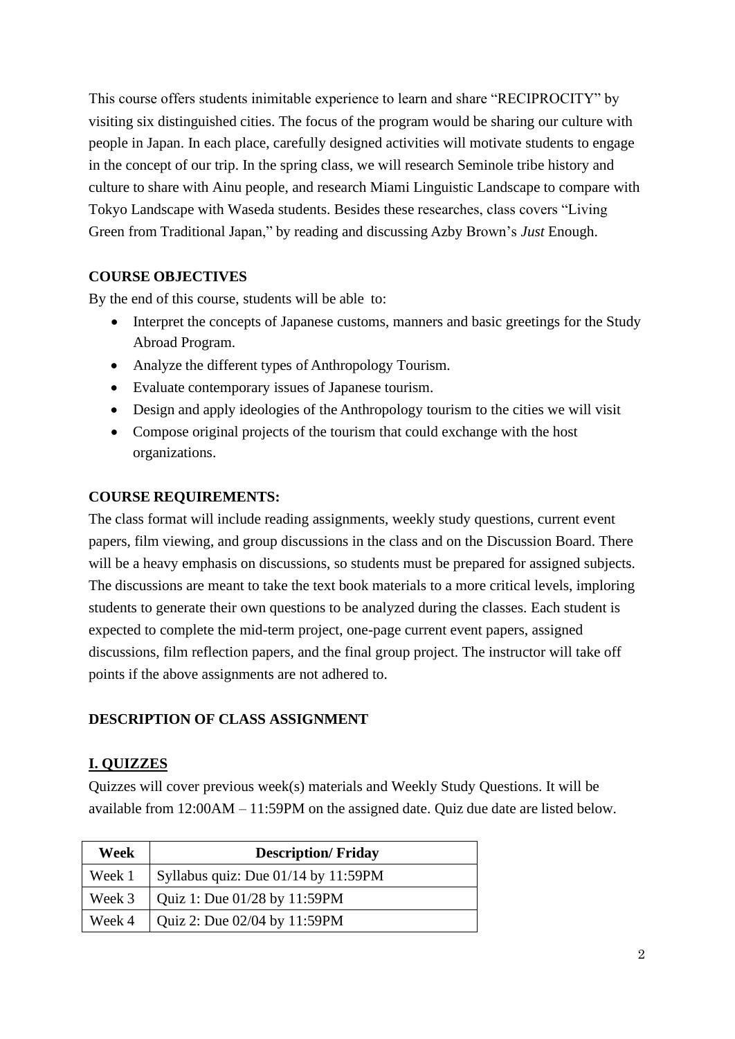This course offers students inimitable experience to learn and share "RECIPROCITY" by visiting six distinguished cities. The focus of the program would be sharing our culture with people in Japan. In each place, carefully designed activities will motivate students to engage in the concept of our trip. In the spring class, we will research Seminole tribe history and culture to share with Ainu people, and research Miami Linguistic Landscape to compare with Tokyo Landscape with Waseda students. Besides these researches, class covers "Living Green from Traditional Japan," by reading and discussing Azby Brown's *Just* Enough.

**COURSE OBJECTIVES**

By the end of this course, students will be able to:

- Interpret the concepts of Japanese customs, manners and basic greetings for the Study Abroad Program.
- Analyze the different types of Anthropology Tourism.
- Evaluate contemporary issues of Japanese tourism.
- Design and apply ideologies of the Anthropology tourism to the cities we will visit
- Compose original projects of the tourism that could exchange with the host organizations.

**COURSE REQUIREMENTS:**

The class format will include reading assignments, weekly study questions, current event papers, film viewing, and group discussions in the class and on the Discussion Board. There will be a heavy emphasis on discussions, so students must be prepared for assigned subjects. The discussions are meant to take the text book materials to a more critical levels, imploring students to generate their own questions to be analyzed during the classes. Each student is expected to complete the mid-term project, one-page current event papers, assigned discussions, film reflection papers, and the final group project. The instructor will take off points if the above assignments are not adhered to.

**DESCRIPTION OF CLASS ASSIGNMENT**

**I. QUIZZES**

Quizzes will cover previous week(s) materials and Weekly Study Questions. It will be available from 12:00AM – 11:59PM on the assigned date. Quiz due date are listed below.

| Week | Description/ Friday |
|---|---|
| Week 1 | Syllabus quiz: Due 01/14 by 11:59PM |
| Week 3 | Quiz 1: Due 01/28 by 11:59PM |
| Week 4 | Quiz 2: Due 02/04 by 11:59PM |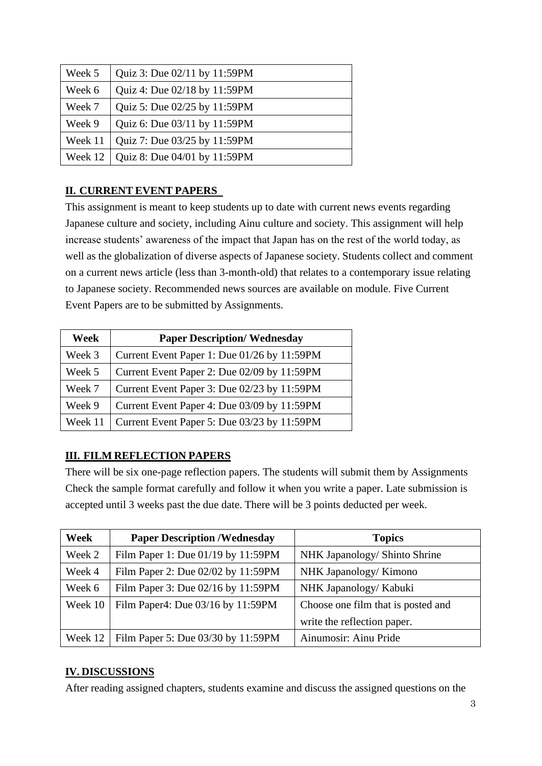| Week 5 | Quiz 3: Due 02/11 by 11:59PM |
|---|---|
| Week 6 | Quiz 4: Due 02/18 by 11:59PM |
| Week 7 | Quiz 5: Due 02/25 by 11:59PM |
| Week 9 | Quiz 6: Due 03/11 by 11:59PM |
| Week 11 | Quiz 7: Due 03/25 by 11:59PM |
| Week 12 | Quiz 8: Due 04/01 by 11:59PM |

## II. CURRENT EVENT PAPERS

This assignment is meant to keep students up to date with current news events regarding Japanese culture and society, including Ainu culture and society. This assignment will help increase students' awareness of the impact that Japan has on the rest of the world today, as well as the globalization of diverse aspects of Japanese society. Students collect and comment on a current news article (less than 3-month-old) that relates to a contemporary issue relating to Japanese society. Recommended news sources are available on module. Five Current Event Papers are to be submitted by Assignments.

| Week | Paper Description/ Wednesday |
|---|---|
| Week 3 | Current Event Paper 1: Due 01/26 by 11:59PM |
| Week 5 | Current Event Paper 2: Due 02/09 by 11:59PM |
| Week 7 | Current Event Paper 3: Due 02/23 by 11:59PM |
| Week 9 | Current Event Paper 4: Due 03/09 by 11:59PM |
| Week 11 | Current Event Paper 5: Due 03/23 by 11:59PM |

## III. FILM REFLECTION PAPERS

There will be six one-page reflection papers. The students will submit them by Assignments Check the sample format carefully and follow it when you write a paper. Late submission is accepted until 3 weeks past the due date. There will be 3 points deducted per week.

| Week | Paper Description /Wednesday | Topics |
|---|---|---|
| Week 2 | Film Paper 1: Due 01/19 by 11:59PM | NHK Japanology/ Shinto Shrine |
| Week 4 | Film Paper 2: Due 02/02 by 11:59PM | NHK Japanology/ Kimono |
| Week 6 | Film Paper 3: Due 02/16 by 11:59PM | NHK Japanology/ Kabuki |
| Week 10 | Film Paper4: Due 03/16 by 11:59PM | Choose one film that is posted and write the reflection paper. |
| Week 12 | Film Paper 5: Due 03/30 by 11:59PM | Ainumosir: Ainu Pride |

## IV. DISCUSSIONS

After reading assigned chapters, students examine and discuss the assigned questions on the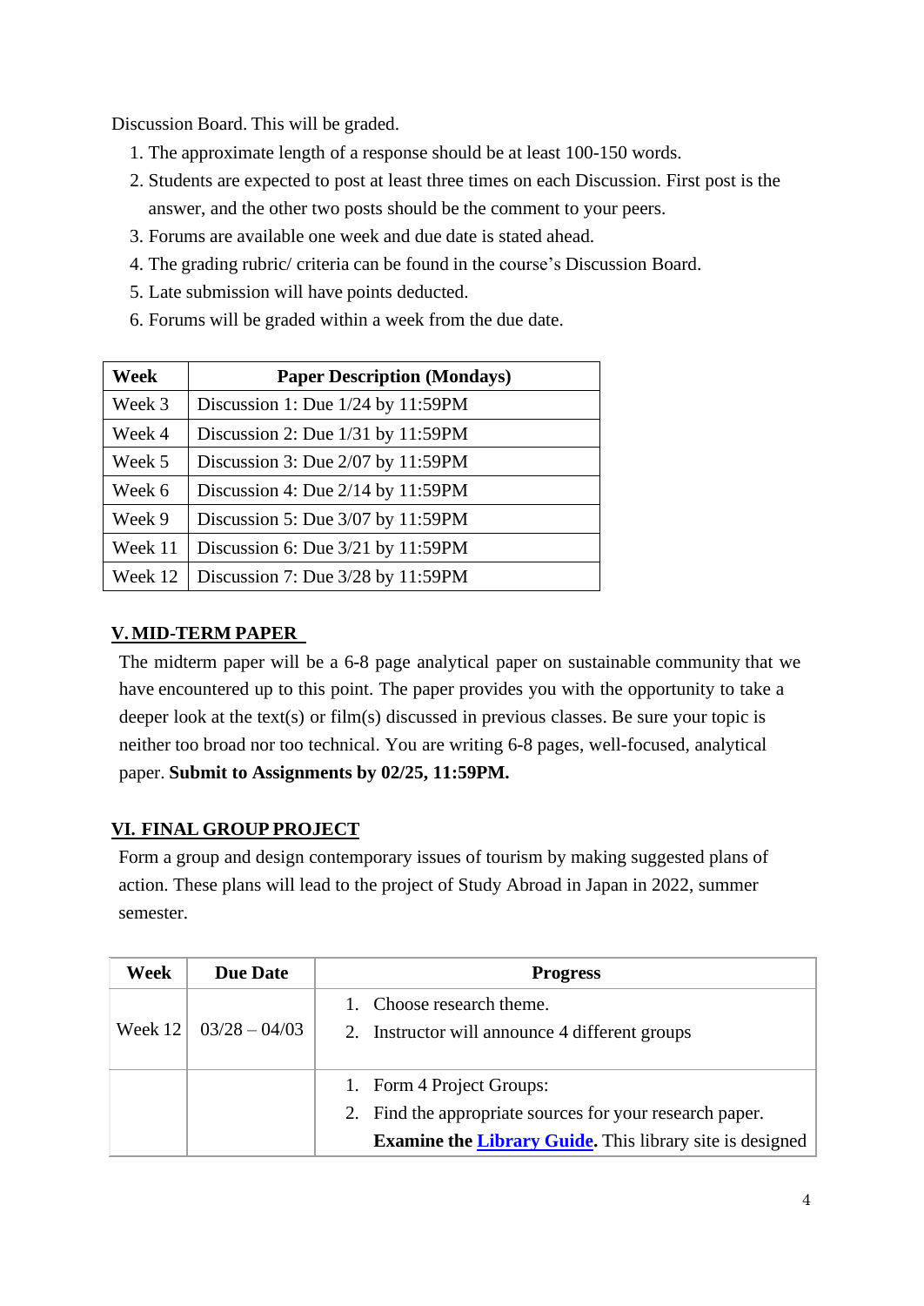Discussion Board. This will be graded.

1. The approximate length of a response should be at least 100-150 words.
2. Students are expected to post at least three times on each Discussion. First post is the answer, and the other two posts should be the comment to your peers.
3. Forums are available one week and due date is stated ahead.
4. The grading rubric/ criteria can be found in the course's Discussion Board.
5. Late submission will have points deducted.
6. Forums will be graded within a week from the due date.

| Week | Paper Description (Mondays) |
|---|---|
| Week 3 | Discussion 1: Due 1/24 by 11:59PM |
| Week 4 | Discussion 2: Due 1/31 by 11:59PM |
| Week 5 | Discussion 3: Due 2/07 by 11:59PM |
| Week 6 | Discussion 4: Due 2/14 by 11:59PM |
| Week 9 | Discussion 5: Due 3/07 by 11:59PM |
| Week 11 | Discussion 6: Due 3/21 by 11:59PM |
| Week 12 | Discussion 7: Due 3/28 by 11:59PM |

## V. MID-TERM PAPER

The midterm paper will be a 6-8 page analytical paper on sustainable community that we have encountered up to this point. The paper provides you with the opportunity to take a deeper look at the text(s) or film(s) discussed in previous classes. Be sure your topic is neither too broad nor too technical. You are writing 6-8 pages, well-focused, analytical paper. **Submit to Assignments by 02/25, 11:59PM.**

## VI. FINAL GROUP PROJECT

Form a group and design contemporary issues of tourism by making suggested plans of action. These plans will lead to the project of Study Abroad in Japan in 2022, summer semester.

| Week | Due Date | Progress |
|---|---|---|
| Week 12 | 03/28 – 04/03 | 1. Choose research theme.<br>2. Instructor will announce 4 different groups |
| | | 1. Form 4 Project Groups:<br>2. Find the appropriate sources for your research paper. **Examine the Library Guide.** This library site is designed |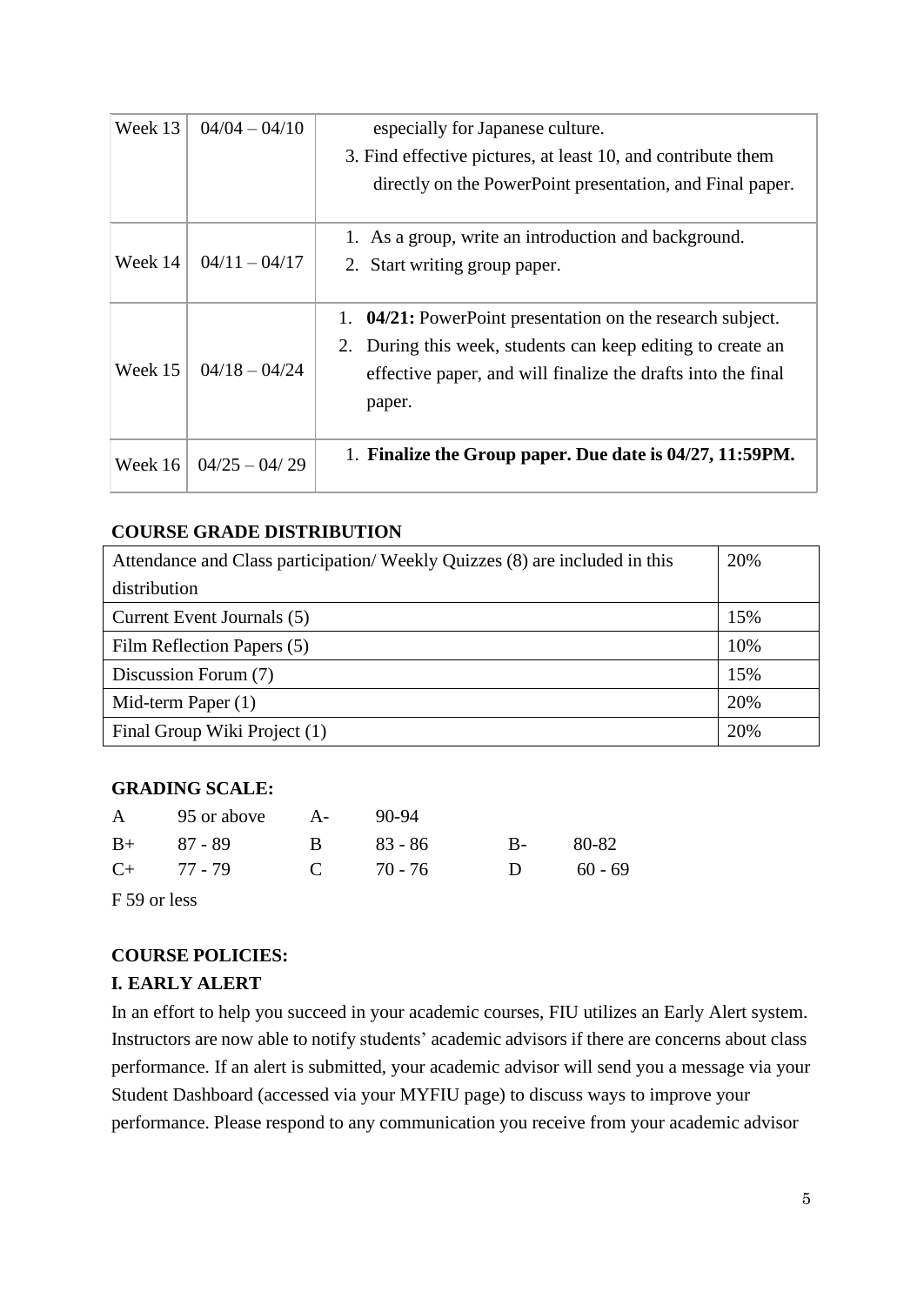| Week 13 | 04/04 – 04/10 | especially for Japanese culture.<br>3. Find effective pictures, at least 10, and contribute them directly on the PowerPoint presentation, and Final paper. |
|---|---|---|
| Week 14 | 04/11 – 04/17 | 1. As a group, write an introduction and background.<br>2. Start writing group paper. |
| Week 15 | 04/18 – 04/24 | 1. **04/21:** PowerPoint presentation on the research subject.<br>2. During this week, students can keep editing to create an effective paper, and will finalize the drafts into the final paper. |
| Week 16 | 04/25 – 04/ 29 | 1. **Finalize the Group paper. Due date is 04/27, 11:59PM.** |

**COURSE GRADE DISTRIBUTION**

| Component | Weight |
|---|---|
| Attendance and Class participation/ Weekly Quizzes (8) are included in this distribution | 20% |
| Current Event Journals (5) | 15% |
| Film Reflection Papers (5) | 10% |
| Discussion Forum (7) | 15% |
| Mid-term Paper (1) | 20% |
| Final Group Wiki Project (1) | 20% |

**GRADING SCALE:**

| | | | | | |
|---|---|---|---|---|---|
| A | 95 or above | A- | 90-94 | | |
| B+ | 87 - 89 | B | 83 - 86 | B- | 80-82 |
| C+ | 77 - 79 | C | 70 - 76 | D | 60 - 69 |

F 59 or less

**COURSE POLICIES:**

**I. EARLY ALERT**

In an effort to help you succeed in your academic courses, FIU utilizes an Early Alert system. Instructors are now able to notify students' academic advisors if there are concerns about class performance. If an alert is submitted, your academic advisor will send you a message via your Student Dashboard (accessed via your MYFIU page) to discuss ways to improve your performance. Please respond to any communication you receive from your academic advisor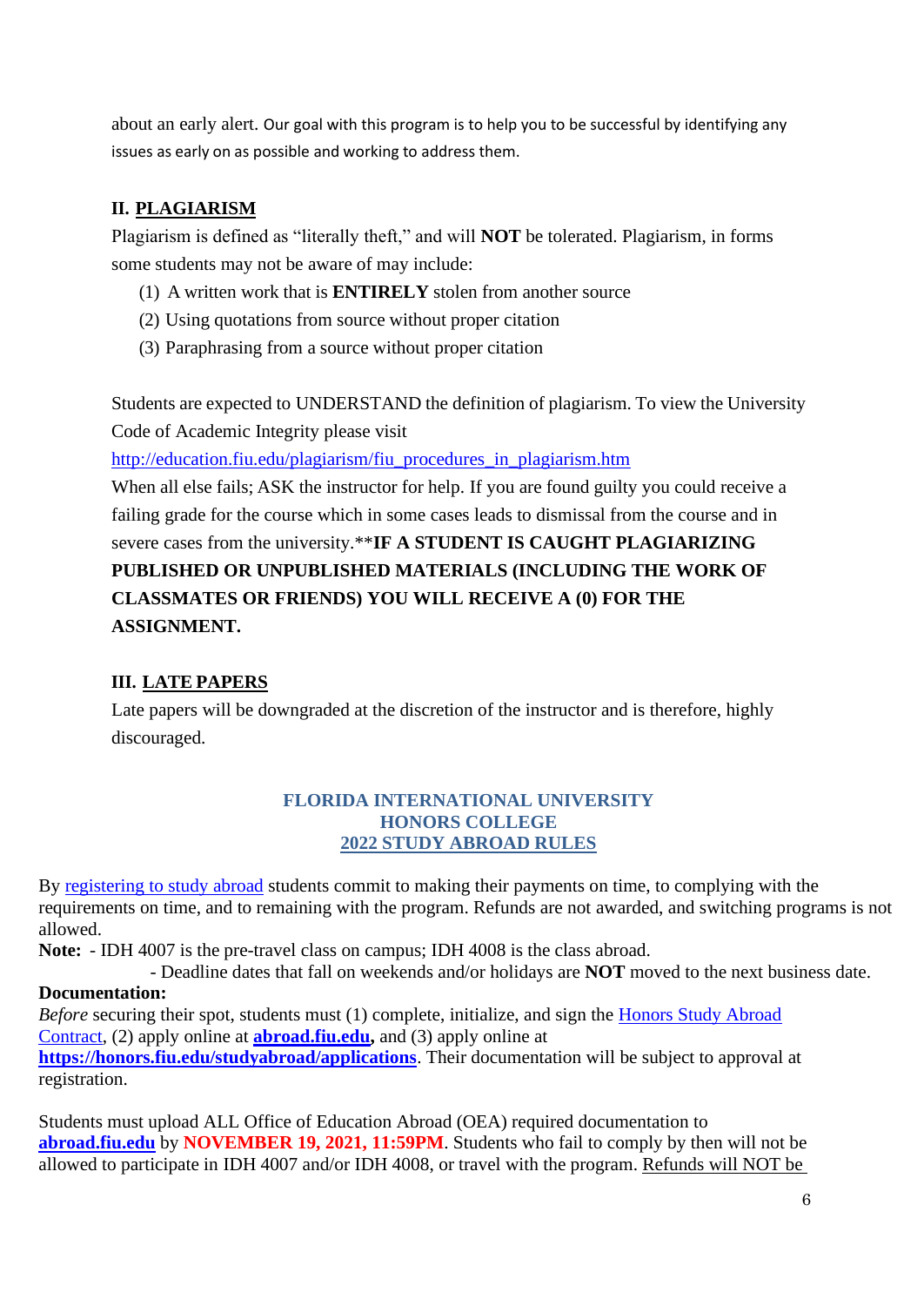about an early alert. Our goal with this program is to help you to be successful by identifying any issues as early on as possible and working to address them.

## II. PLAGIARISM

Plagiarism is defined as "literally theft," and will **NOT** be tolerated. Plagiarism, in forms some students may not be aware of may include:

1. A written work that is **ENTIRELY** stolen from another source
2. Using quotations from source without proper citation
3. Paraphrasing from a source without proper citation

Students are expected to UNDERSTAND the definition of plagiarism. To view the University Code of Academic Integrity please visit http://education.fiu.edu/plagiarism/fiu_procedures_in_plagiarism.htm

When all else fails; ASK the instructor for help. If you are found guilty you could receive a failing grade for the course which in some cases leads to dismissal from the course and in severe cases from the university.****IF A STUDENT IS CAUGHT PLAGIARIZING PUBLISHED OR UNPUBLISHED MATERIALS (INCLUDING THE WORK OF CLASSMATES OR FRIENDS) YOU WILL RECEIVE A (0) FOR THE ASSIGNMENT.**

## III. LATE PAPERS

Late papers will be downgraded at the discretion of the instructor and is therefore, highly discouraged.

## FLORIDA INTERNATIONAL UNIVERSITY
## HONORS COLLEGE
## 2022 STUDY ABROAD RULES

By registering to study abroad students commit to making their payments on time, to complying with the requirements on time, and to remaining with the program. Refunds are not awarded, and switching programs is not allowed.

**Note:** - IDH 4007 is the pre-travel class on campus; IDH 4008 is the class abroad.
- Deadline dates that fall on weekends and/or holidays are **NOT** moved to the next business date.

**Documentation:**

*Before* securing their spot, students must (1) complete, initialize, and sign the Honors Study Abroad Contract, (2) apply online at **abroad.fiu.edu,** and (3) apply online at **https://honors.fiu.edu/studyabroad/applications**. Their documentation will be subject to approval at registration.

Students must upload ALL Office of Education Abroad (OEA) required documentation to **abroad.fiu.edu** by **NOVEMBER 19, 2021, 11:59PM**. Students who fail to comply by then will not be allowed to participate in IDH 4007 and/or IDH 4008, or travel with the program. Refunds will NOT be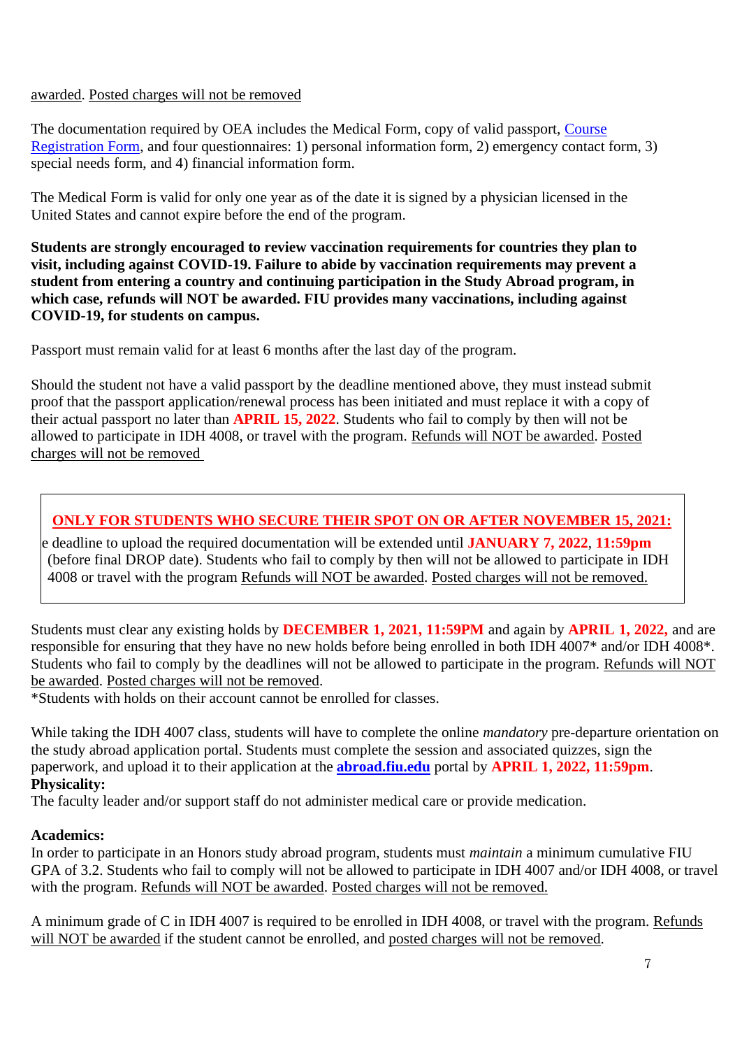awarded. Posted charges will not be removed

The documentation required by OEA includes the Medical Form, copy of valid passport, Course Registration Form, and four questionnaires: 1) personal information form, 2) emergency contact form, 3) special needs form, and 4) financial information form.

The Medical Form is valid for only one year as of the date it is signed by a physician licensed in the United States and cannot expire before the end of the program.

**Students are strongly encouraged to review vaccination requirements for countries they plan to visit, including against COVID-19. Failure to abide by vaccination requirements may prevent a student from entering a country and continuing participation in the Study Abroad program, in which case, refunds will NOT be awarded. FIU provides many vaccinations, including against COVID-19, for students on campus.**

Passport must remain valid for at least 6 months after the last day of the program.

Should the student not have a valid passport by the deadline mentioned above, they must instead submit proof that the passport application/renewal process has been initiated and must replace it with a copy of their actual passport no later than **APRIL 15, 2022**. Students who fail to comply by then will not be allowed to participate in IDH 4008, or travel with the program. Refunds will NOT be awarded. Posted charges will not be removed

**ONLY FOR STUDENTS WHO SECURE THEIR SPOT ON OR AFTER NOVEMBER 15, 2021:**

e deadline to upload the required documentation will be extended until **JANUARY 7, 2022**, **11:59pm** (before final DROP date). Students who fail to comply by then will not be allowed to participate in IDH 4008 or travel with the program Refunds will NOT be awarded. Posted charges will not be removed.

Students must clear any existing holds by **DECEMBER 1, 2021, 11:59PM** and again by **APRIL 1, 2022,** and are responsible for ensuring that they have no new holds before being enrolled in both IDH 4007* and/or IDH 4008*. Students who fail to comply by the deadlines will not be allowed to participate in the program. Refunds will NOT be awarded. Posted charges will not be removed.
*Students with holds on their account cannot be enrolled for classes.

While taking the IDH 4007 class, students will have to complete the online *mandatory* pre-departure orientation on the study abroad application portal. Students must complete the session and associated quizzes, sign the paperwork, and upload it to their application at the **abroad.fiu.edu** portal by **APRIL 1, 2022, 11:59pm**.

**Physicality:**
The faculty leader and/or support staff do not administer medical care or provide medication.

**Academics:**
In order to participate in an Honors study abroad program, students must *maintain* a minimum cumulative FIU GPA of 3.2. Students who fail to comply will not be allowed to participate in IDH 4007 and/or IDH 4008, or travel with the program. Refunds will NOT be awarded. Posted charges will not be removed.

A minimum grade of C in IDH 4007 is required to be enrolled in IDH 4008, or travel with the program. Refunds will NOT be awarded if the student cannot be enrolled, and posted charges will not be removed.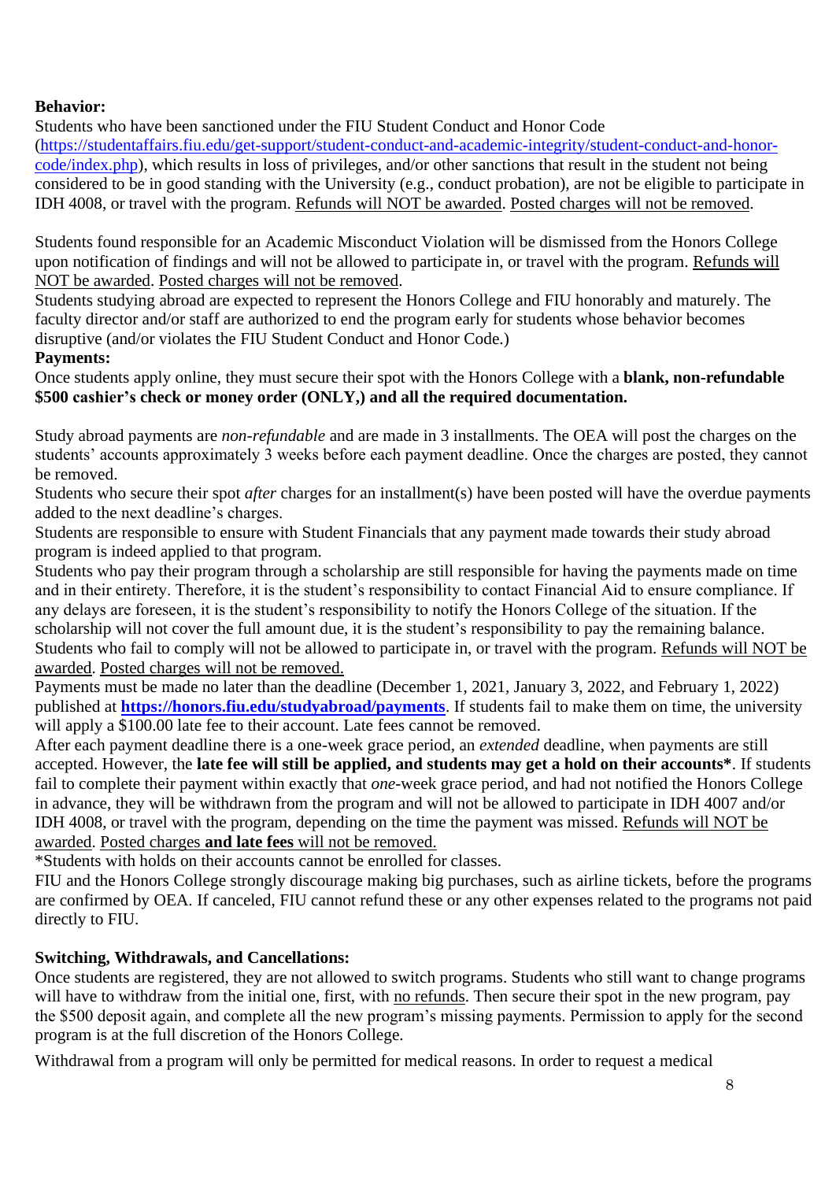**Behavior:**

Students who have been sanctioned under the FIU Student Conduct and Honor Code (https://studentaffairs.fiu.edu/get-support/student-conduct-and-academic-integrity/student-conduct-and-honor-code/index.php), which results in loss of privileges, and/or other sanctions that result in the student not being considered to be in good standing with the University (e.g., conduct probation), are not be eligible to participate in IDH 4008, or travel with the program. Refunds will NOT be awarded. Posted charges will not be removed.

Students found responsible for an Academic Misconduct Violation will be dismissed from the Honors College upon notification of findings and will not be allowed to participate in, or travel with the program. Refunds will NOT be awarded. Posted charges will not be removed.

Students studying abroad are expected to represent the Honors College and FIU honorably and maturely. The faculty director and/or staff are authorized to end the program early for students whose behavior becomes disruptive (and/or violates the FIU Student Conduct and Honor Code.)

**Payments:**

Once students apply online, they must secure their spot with the Honors College with a **blank, non-refundable $500 cashier's check or money order (ONLY,) and all the required documentation.**

Study abroad payments are *non-refundable* and are made in 3 installments. The OEA will post the charges on the students' accounts approximately 3 weeks before each payment deadline. Once the charges are posted, they cannot be removed.

Students who secure their spot *after* charges for an installment(s) have been posted will have the overdue payments added to the next deadline's charges.

Students are responsible to ensure with Student Financials that any payment made towards their study abroad program is indeed applied to that program.

Students who pay their program through a scholarship are still responsible for having the payments made on time and in their entirety. Therefore, it is the student's responsibility to contact Financial Aid to ensure compliance. If any delays are foreseen, it is the student's responsibility to notify the Honors College of the situation. If the scholarship will not cover the full amount due, it is the student's responsibility to pay the remaining balance. Students who fail to comply will not be allowed to participate in, or travel with the program. Refunds will NOT be awarded. Posted charges will not be removed.

Payments must be made no later than the deadline (December 1, 2021, January 3, 2022, and February 1, 2022) published at **https://honors.fiu.edu/studyabroad/payments**. If students fail to make them on time, the university will apply a $100.00 late fee to their account. Late fees cannot be removed.

After each payment deadline there is a one-week grace period, an *extended* deadline, when payments are still accepted. However, the **late fee will still be applied, and students may get a hold on their accounts***. If students fail to complete their payment within exactly that *one*-week grace period, and had not notified the Honors College in advance, they will be withdrawn from the program and will not be allowed to participate in IDH 4007 and/or IDH 4008, or travel with the program, depending on the time the payment was missed. Refunds will NOT be awarded. Posted charges **and late fees** will not be removed.

*Students with holds on their accounts cannot be enrolled for classes.

FIU and the Honors College strongly discourage making big purchases, such as airline tickets, before the programs are confirmed by OEA. If canceled, FIU cannot refund these or any other expenses related to the programs not paid directly to FIU.

**Switching, Withdrawals, and Cancellations:**

Once students are registered, they are not allowed to switch programs. Students who still want to change programs will have to withdraw from the initial one, first, with no refunds. Then secure their spot in the new program, pay the $500 deposit again, and complete all the new program's missing payments. Permission to apply for the second program is at the full discretion of the Honors College.

Withdrawal from a program will only be permitted for medical reasons. In order to request a medical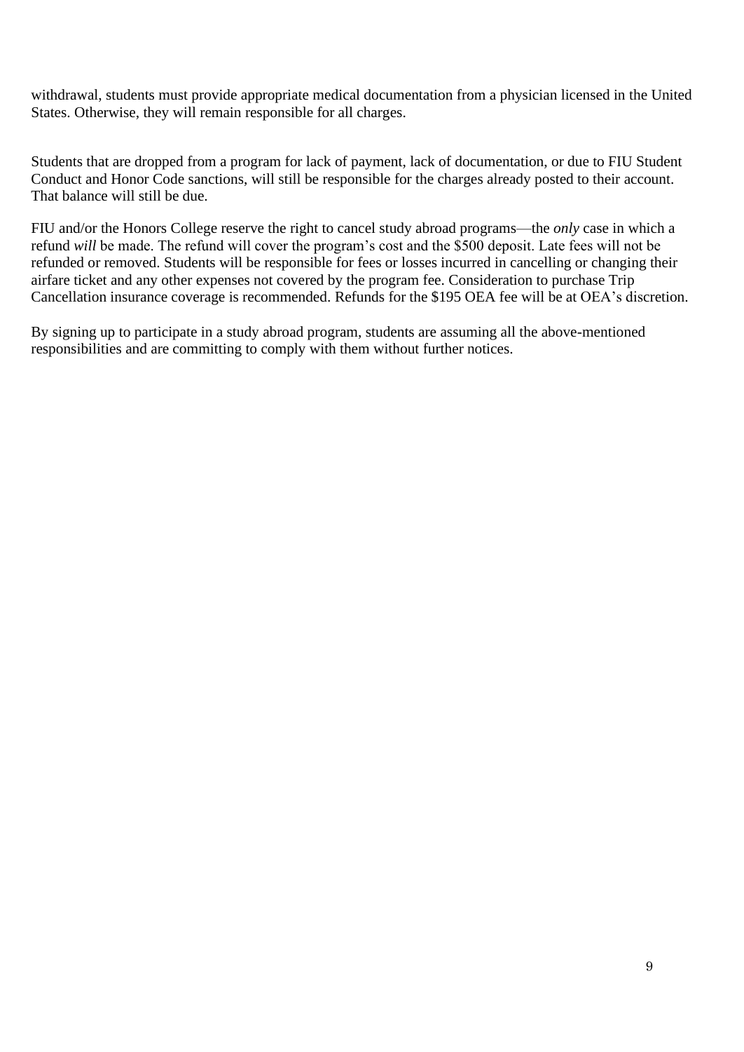withdrawal, students must provide appropriate medical documentation from a physician licensed in the United States. Otherwise, they will remain responsible for all charges.

Students that are dropped from a program for lack of payment, lack of documentation, or due to FIU Student Conduct and Honor Code sanctions, will still be responsible for the charges already posted to their account. That balance will still be due.

FIU and/or the Honors College reserve the right to cancel study abroad programs—the *only* case in which a refund *will* be made. The refund will cover the program's cost and the $500 deposit. Late fees will not be refunded or removed. Students will be responsible for fees or losses incurred in cancelling or changing their airfare ticket and any other expenses not covered by the program fee. Consideration to purchase Trip Cancellation insurance coverage is recommended. Refunds for the $195 OEA fee will be at OEA's discretion.

By signing up to participate in a study abroad program, students are assuming all the above-mentioned responsibilities and are committing to comply with them without further notices.